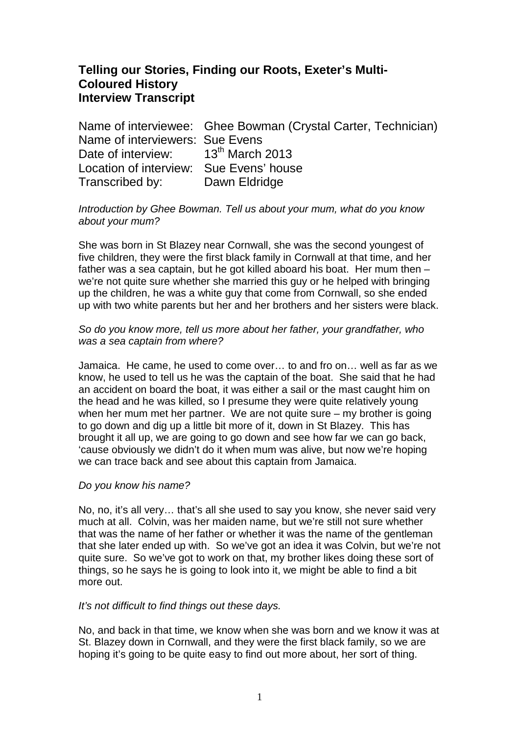**Telling our Stories, Finding our Roots, Exeter's Multi-Coloured History**
**Interview Transcript**

Name of interviewee: Ghee Bowman (Crystal Carter, Technician)
Name of interviewers: Sue Evens
Date of interview: 13th March 2013
Location of interview: Sue Evens' house
Transcribed by: Dawn Eldridge

*Introduction by Ghee Bowman. Tell us about your mum, what do you know about your mum?*

She was born in St Blazey near Cornwall, she was the second youngest of five children, they were the first black family in Cornwall at that time, and her father was a sea captain, but he got killed aboard his boat. Her mum then – we're not quite sure whether she married this guy or he helped with bringing up the children, he was a white guy that come from Cornwall, so she ended up with two white parents but her and her brothers and her sisters were black.

*So do you know more, tell us more about her father, your grandfather, who was a sea captain from where?*

Jamaica. He came, he used to come over… to and fro on… well as far as we know, he used to tell us he was the captain of the boat. She said that he had an accident on board the boat, it was either a sail or the mast caught him on the head and he was killed, so I presume they were quite relatively young when her mum met her partner. We are not quite sure – my brother is going to go down and dig up a little bit more of it, down in St Blazey. This has brought it all up, we are going to go down and see how far we can go back, 'cause obviously we didn't do it when mum was alive, but now we're hoping we can trace back and see about this captain from Jamaica.

*Do you know his name?*

No, no, it's all very… that's all she used to say you know, she never said very much at all. Colvin, was her maiden name, but we're still not sure whether that was the name of her father or whether it was the name of the gentleman that she later ended up with. So we've got an idea it was Colvin, but we're not quite sure. So we've got to work on that, my brother likes doing these sort of things, so he says he is going to look into it, we might be able to find a bit more out.

*It's not difficult to find things out these days.*

No, and back in that time, we know when she was born and we know it was at St. Blazey down in Cornwall, and they were the first black family, so we are hoping it's going to be quite easy to find out more about, her sort of thing.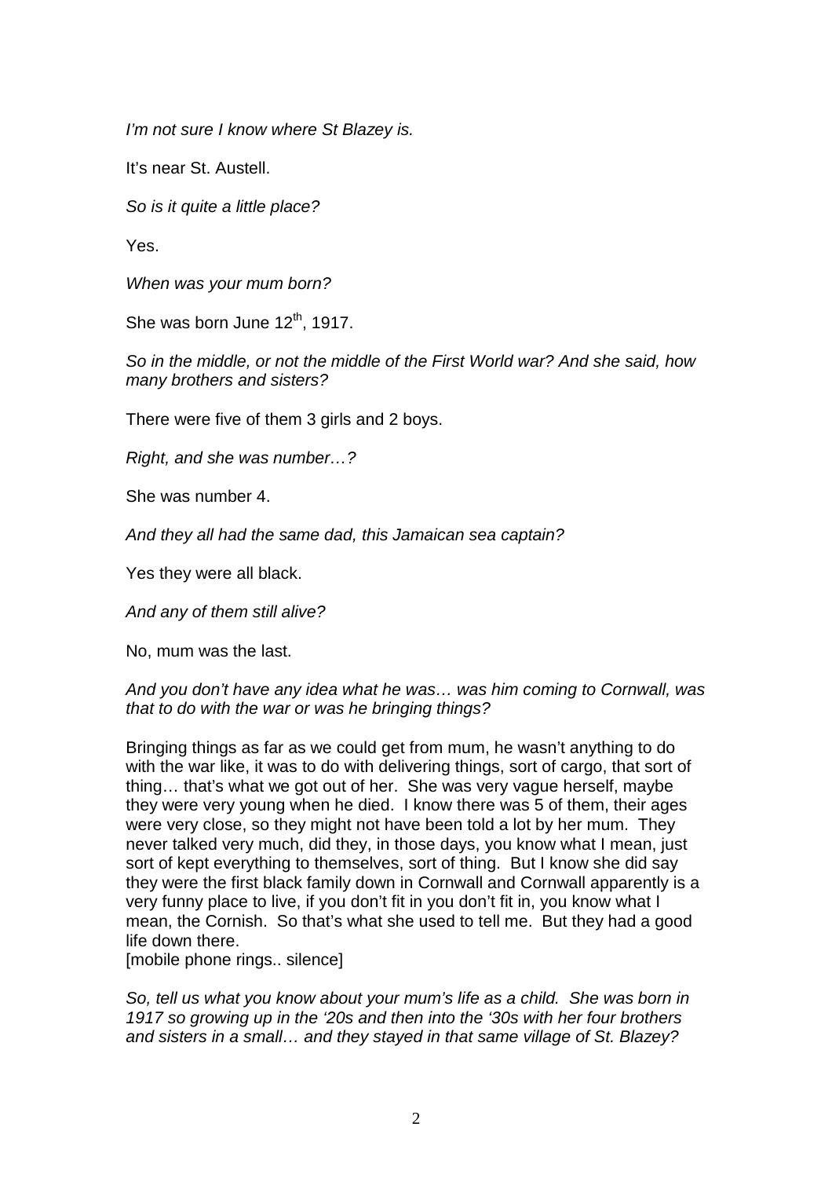*I'm not sure I know where St Blazey is.*

It's near St. Austell.

*So is it quite a little place?*

Yes.

*When was your mum born?*

She was born June 12th, 1917.

*So in the middle, or not the middle of the First World war? And she said, how many brothers and sisters?*

There were five of them 3 girls and 2 boys.

*Right, and she was number…?*

She was number 4.

*And they all had the same dad, this Jamaican sea captain?*

Yes they were all black.

*And any of them still alive?*

No, mum was the last.

*And you don't have any idea what he was… was him coming to Cornwall, was that to do with the war or was he bringing things?*

Bringing things as far as we could get from mum, he wasn't anything to do with the war like, it was to do with delivering things, sort of cargo, that sort of thing… that's what we got out of her. She was very vague herself, maybe they were very young when he died. I know there was 5 of them, their ages were very close, so they might not have been told a lot by her mum. They never talked very much, did they, in those days, you know what I mean, just sort of kept everything to themselves, sort of thing. But I know she did say they were the first black family down in Cornwall and Cornwall apparently is a very funny place to live, if you don't fit in you don't fit in, you know what I mean, the Cornish. So that's what she used to tell me. But they had a good life down there.
[mobile phone rings.. silence]

*So, tell us what you know about your mum's life as a child. She was born in 1917 so growing up in the '20s and then into the '30s with her four brothers and sisters in a small… and they stayed in that same village of St. Blazey?*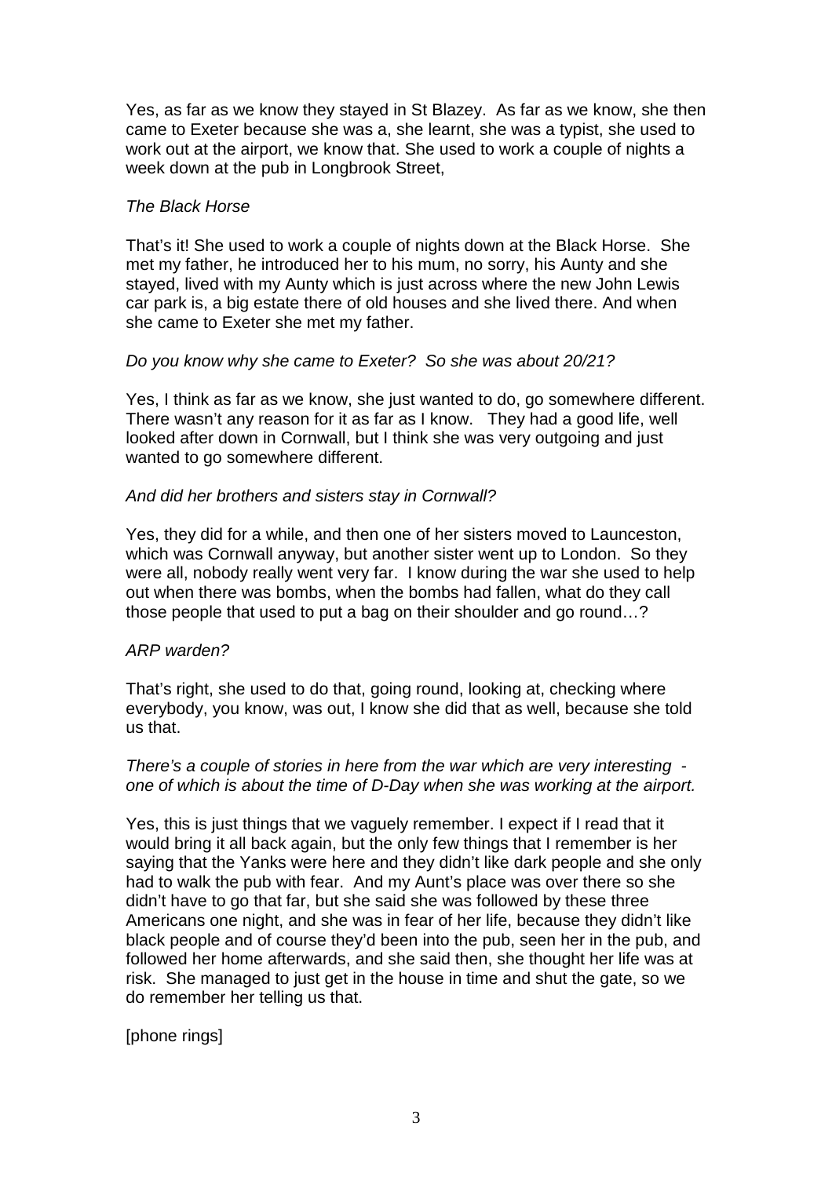Yes, as far as we know they stayed in St Blazey. As far as we know, she then came to Exeter because she was a, she learnt, she was a typist, she used to work out at the airport, we know that. She used to work a couple of nights a week down at the pub in Longbrook Street,

*The Black Horse*

That's it! She used to work a couple of nights down at the Black Horse. She met my father, he introduced her to his mum, no sorry, his Aunty and she stayed, lived with my Aunty which is just across where the new John Lewis car park is, a big estate there of old houses and she lived there. And when she came to Exeter she met my father.

*Do you know why she came to Exeter? So she was about 20/21?*

Yes, I think as far as we know, she just wanted to do, go somewhere different. There wasn't any reason for it as far as I know. They had a good life, well looked after down in Cornwall, but I think she was very outgoing and just wanted to go somewhere different.

*And did her brothers and sisters stay in Cornwall?*

Yes, they did for a while, and then one of her sisters moved to Launceston, which was Cornwall anyway, but another sister went up to London. So they were all, nobody really went very far. I know during the war she used to help out when there was bombs, when the bombs had fallen, what do they call those people that used to put a bag on their shoulder and go round…?

*ARP warden?*

That's right, she used to do that, going round, looking at, checking where everybody, you know, was out, I know she did that as well, because she told us that.

*There's a couple of stories in here from the war which are very interesting - one of which is about the time of D-Day when she was working at the airport.*

Yes, this is just things that we vaguely remember. I expect if I read that it would bring it all back again, but the only few things that I remember is her saying that the Yanks were here and they didn't like dark people and she only had to walk the pub with fear. And my Aunt's place was over there so she didn't have to go that far, but she said she was followed by these three Americans one night, and she was in fear of her life, because they didn't like black people and of course they'd been into the pub, seen her in the pub, and followed her home afterwards, and she said then, she thought her life was at risk. She managed to just get in the house in time and shut the gate, so we do remember her telling us that.

[phone rings]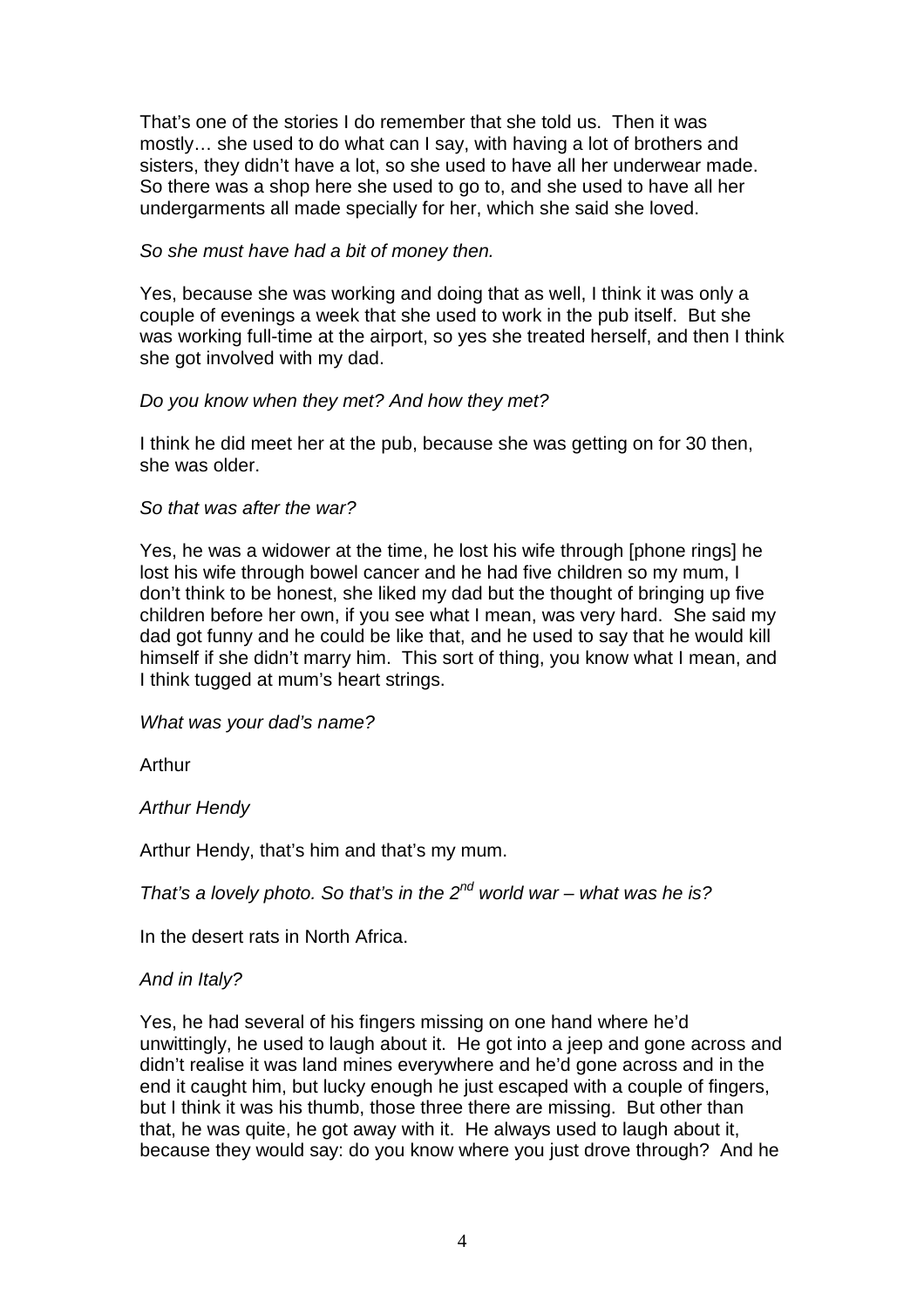That's one of the stories I do remember that she told us. Then it was mostly… she used to do what can I say, with having a lot of brothers and sisters, they didn't have a lot, so she used to have all her underwear made. So there was a shop here she used to go to, and she used to have all her undergarments all made specially for her, which she said she loved.

*So she must have had a bit of money then.*

Yes, because she was working and doing that as well, I think it was only a couple of evenings a week that she used to work in the pub itself. But she was working full-time at the airport, so yes she treated herself, and then I think she got involved with my dad.

*Do you know when they met? And how they met?*

I think he did meet her at the pub, because she was getting on for 30 then, she was older.

*So that was after the war?*

Yes, he was a widower at the time, he lost his wife through [phone rings] he lost his wife through bowel cancer and he had five children so my mum, I don't think to be honest, she liked my dad but the thought of bringing up five children before her own, if you see what I mean, was very hard. She said my dad got funny and he could be like that, and he used to say that he would kill himself if she didn't marry him. This sort of thing, you know what I mean, and I think tugged at mum's heart strings.

*What was your dad's name?*

Arthur

*Arthur Hendy*

Arthur Hendy, that's him and that's my mum.

*That's a lovely photo. So that's in the 2nd world war – what was he is?*

In the desert rats in North Africa.

*And in Italy?*

Yes, he had several of his fingers missing on one hand where he'd unwittingly, he used to laugh about it. He got into a jeep and gone across and didn't realise it was land mines everywhere and he'd gone across and in the end it caught him, but lucky enough he just escaped with a couple of fingers, but I think it was his thumb, those three there are missing. But other than that, he was quite, he got away with it. He always used to laugh about it, because they would say: do you know where you just drove through? And he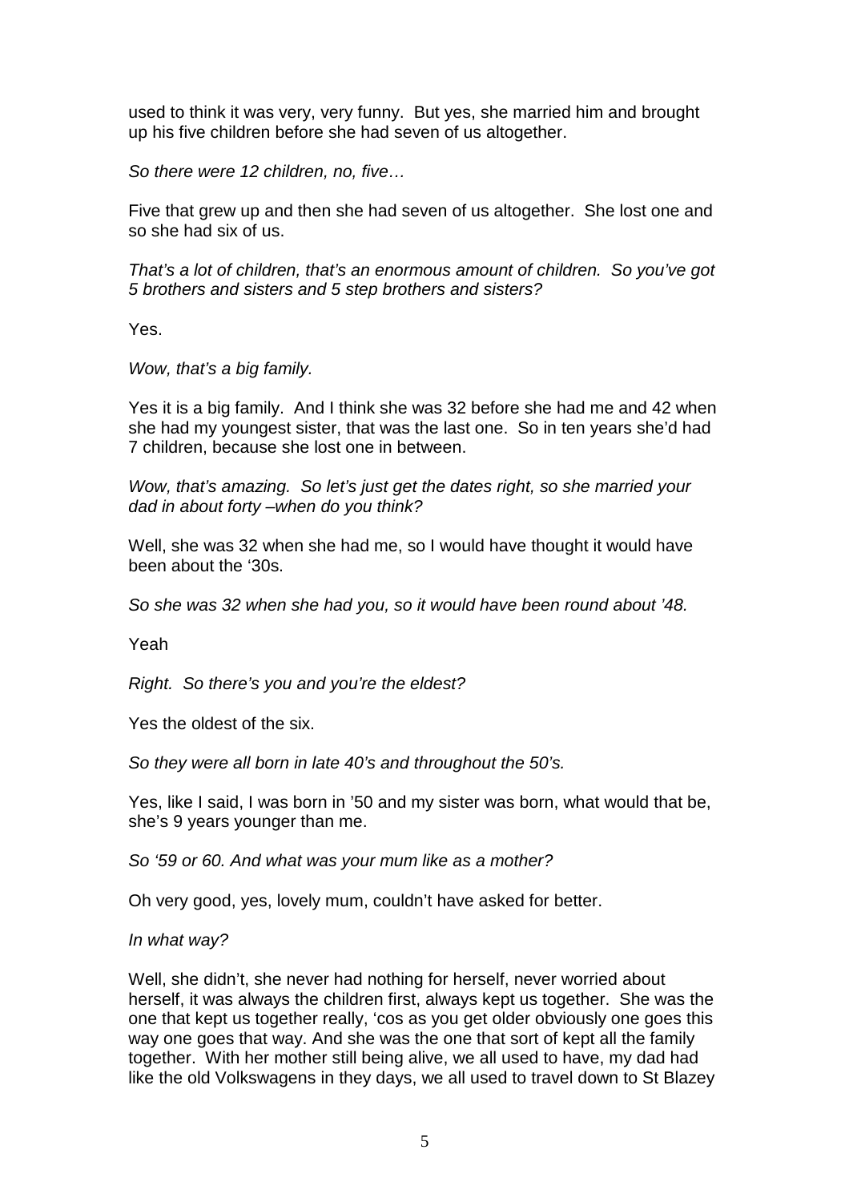used to think it was very, very funny. But yes, she married him and brought up his five children before she had seven of us altogether.

*So there were 12 children, no, five…*

Five that grew up and then she had seven of us altogether. She lost one and so she had six of us.

*That's a lot of children, that's an enormous amount of children. So you've got 5 brothers and sisters and 5 step brothers and sisters?*

Yes.

*Wow, that's a big family.*

Yes it is a big family. And I think she was 32 before she had me and 42 when she had my youngest sister, that was the last one. So in ten years she'd had 7 children, because she lost one in between.

*Wow, that's amazing. So let's just get the dates right, so she married your dad in about forty –when do you think?*

Well, she was 32 when she had me, so I would have thought it would have been about the '30s.

*So she was 32 when she had you, so it would have been round about '48.*

Yeah

*Right. So there's you and you're the eldest?*

Yes the oldest of the six.

*So they were all born in late 40's and throughout the 50's.*

Yes, like I said, I was born in '50 and my sister was born, what would that be, she's 9 years younger than me.

*So '59 or 60. And what was your mum like as a mother?*

Oh very good, yes, lovely mum, couldn't have asked for better.

*In what way?*

Well, she didn't, she never had nothing for herself, never worried about herself, it was always the children first, always kept us together. She was the one that kept us together really, 'cos as you get older obviously one goes this way one goes that way. And she was the one that sort of kept all the family together. With her mother still being alive, we all used to have, my dad had like the old Volkswagens in they days, we all used to travel down to St Blazey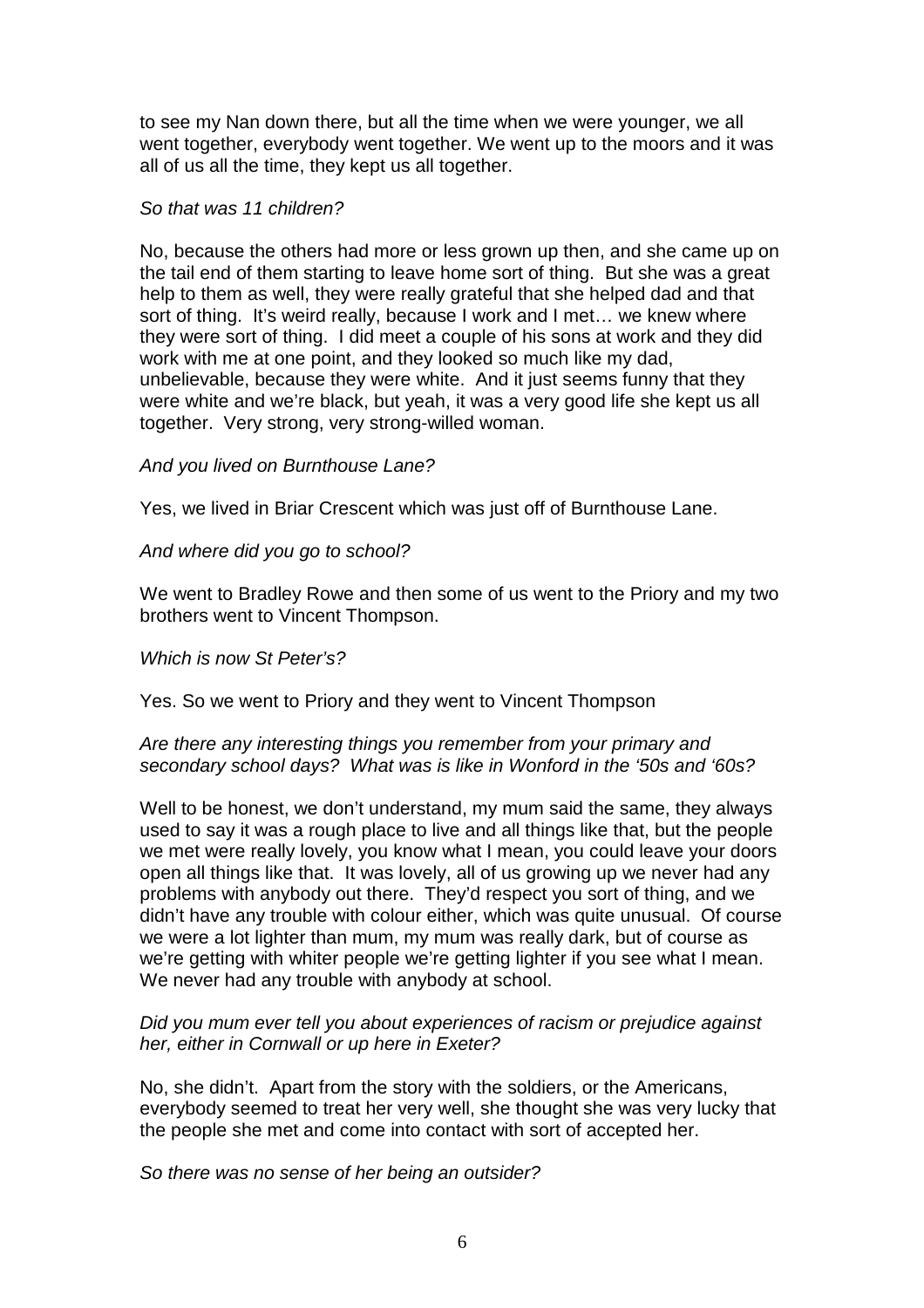to see my Nan down there, but all the time when we were younger, we all went together, everybody went together. We went up to the moors and it was all of us all the time, they kept us all together.

*So that was 11 children?*

No, because the others had more or less grown up then, and she came up on the tail end of them starting to leave home sort of thing. But she was a great help to them as well, they were really grateful that she helped dad and that sort of thing. It's weird really, because I work and I met… we knew where they were sort of thing. I did meet a couple of his sons at work and they did work with me at one point, and they looked so much like my dad, unbelievable, because they were white. And it just seems funny that they were white and we're black, but yeah, it was a very good life she kept us all together. Very strong, very strong-willed woman.

*And you lived on Burnthouse Lane?*

Yes, we lived in Briar Crescent which was just off of Burnthouse Lane.

*And where did you go to school?*

We went to Bradley Rowe and then some of us went to the Priory and my two brothers went to Vincent Thompson.

*Which is now St Peter's?*

Yes. So we went to Priory and they went to Vincent Thompson

*Are there any interesting things you remember from your primary and secondary school days? What was is like in Wonford in the '50s and '60s?*

Well to be honest, we don't understand, my mum said the same, they always used to say it was a rough place to live and all things like that, but the people we met were really lovely, you know what I mean, you could leave your doors open all things like that. It was lovely, all of us growing up we never had any problems with anybody out there. They'd respect you sort of thing, and we didn't have any trouble with colour either, which was quite unusual. Of course we were a lot lighter than mum, my mum was really dark, but of course as we're getting with whiter people we're getting lighter if you see what I mean. We never had any trouble with anybody at school.

*Did you mum ever tell you about experiences of racism or prejudice against her, either in Cornwall or up here in Exeter?*

No, she didn't. Apart from the story with the soldiers, or the Americans, everybody seemed to treat her very well, she thought she was very lucky that the people she met and come into contact with sort of accepted her.

*So there was no sense of her being an outsider?*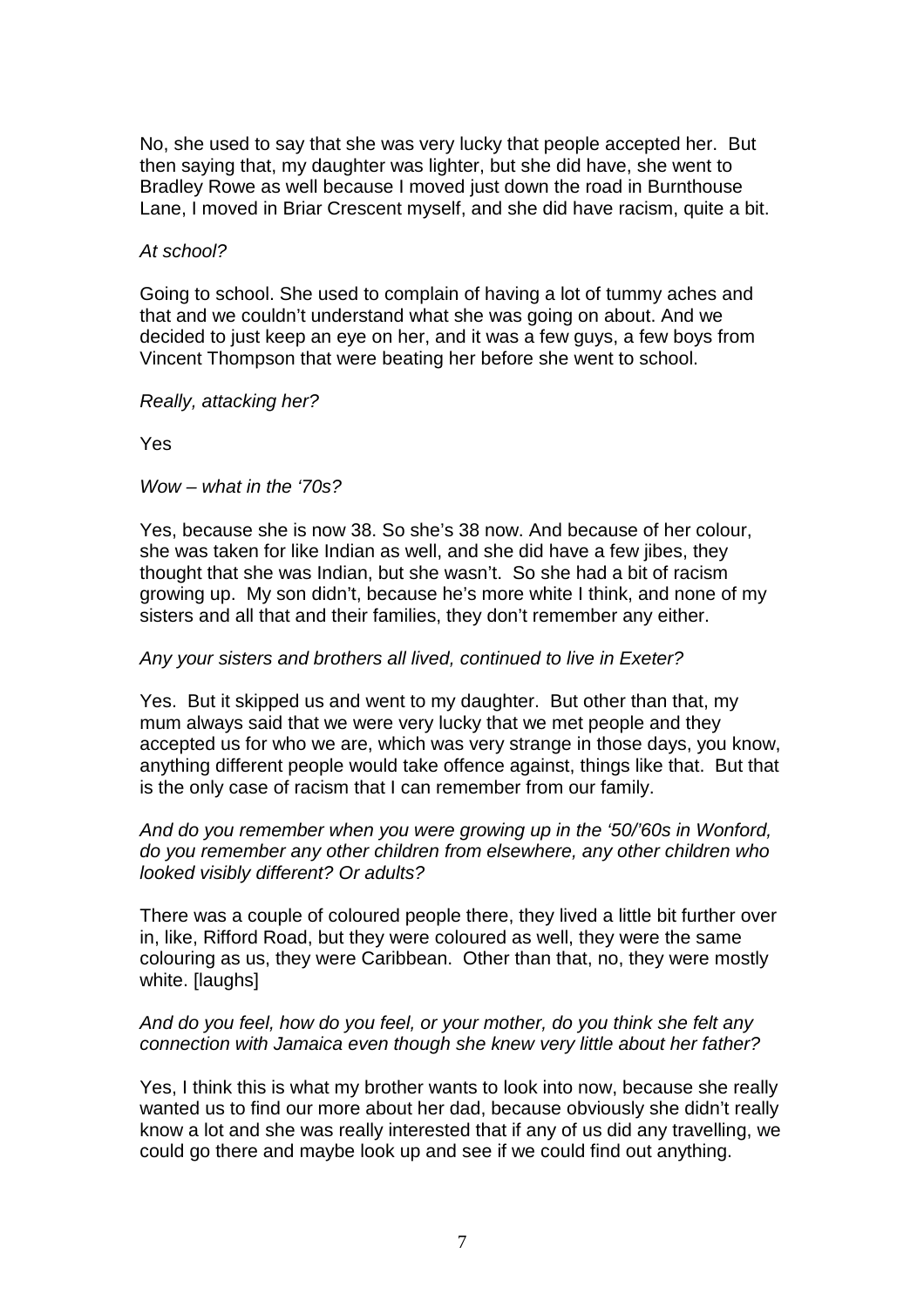No, she used to say that she was very lucky that people accepted her. But then saying that, my daughter was lighter, but she did have, she went to Bradley Rowe as well because I moved just down the road in Burnthouse Lane, I moved in Briar Crescent myself, and she did have racism, quite a bit.

*At school?*

Going to school. She used to complain of having a lot of tummy aches and that and we couldn't understand what she was going on about. And we decided to just keep an eye on her, and it was a few guys, a few boys from Vincent Thompson that were beating her before she went to school.

*Really, attacking her?*

Yes

*Wow – what in the '70s?*

Yes, because she is now 38. So she's 38 now. And because of her colour, she was taken for like Indian as well, and she did have a few jibes, they thought that she was Indian, but she wasn't. So she had a bit of racism growing up. My son didn't, because he's more white I think, and none of my sisters and all that and their families, they don't remember any either.

*Any your sisters and brothers all lived, continued to live in Exeter?*

Yes. But it skipped us and went to my daughter. But other than that, my mum always said that we were very lucky that we met people and they accepted us for who we are, which was very strange in those days, you know, anything different people would take offence against, things like that. But that is the only case of racism that I can remember from our family.

*And do you remember when you were growing up in the '50/'60s in Wonford, do you remember any other children from elsewhere, any other children who looked visibly different? Or adults?*

There was a couple of coloured people there, they lived a little bit further over in, like, Rifford Road, but they were coloured as well, they were the same colouring as us, they were Caribbean. Other than that, no, they were mostly white. [laughs]

*And do you feel, how do you feel, or your mother, do you think she felt any connection with Jamaica even though she knew very little about her father?*

Yes, I think this is what my brother wants to look into now, because she really wanted us to find our more about her dad, because obviously she didn't really know a lot and she was really interested that if any of us did any travelling, we could go there and maybe look up and see if we could find out anything.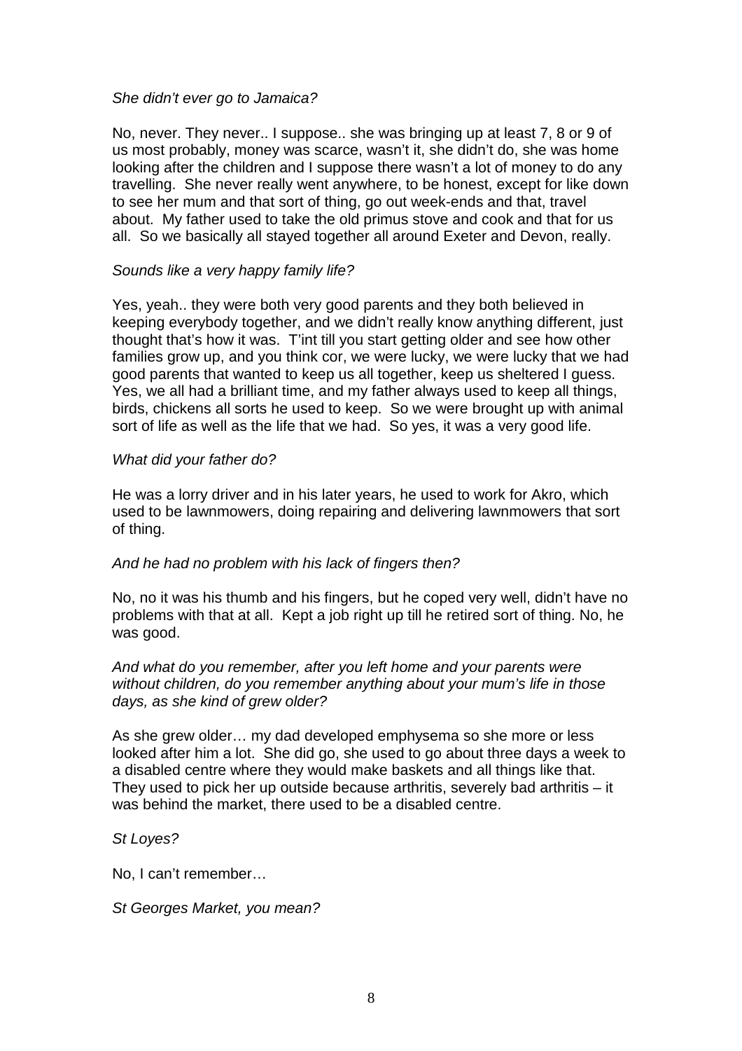*She didn't ever go to Jamaica?*

No, never. They never.. I suppose.. she was bringing up at least 7, 8 or 9 of us most probably, money was scarce, wasn't it, she didn't do, she was home looking after the children and I suppose there wasn't a lot of money to do any travelling. She never really went anywhere, to be honest, except for like down to see her mum and that sort of thing, go out week-ends and that, travel about. My father used to take the old primus stove and cook and that for us all. So we basically all stayed together all around Exeter and Devon, really.

*Sounds like a very happy family life?*

Yes, yeah.. they were both very good parents and they both believed in keeping everybody together, and we didn't really know anything different, just thought that's how it was. T'int till you start getting older and see how other families grow up, and you think cor, we were lucky, we were lucky that we had good parents that wanted to keep us all together, keep us sheltered I guess. Yes, we all had a brilliant time, and my father always used to keep all things, birds, chickens all sorts he used to keep. So we were brought up with animal sort of life as well as the life that we had. So yes, it was a very good life.

*What did your father do?*

He was a lorry driver and in his later years, he used to work for Akro, which used to be lawnmowers, doing repairing and delivering lawnmowers that sort of thing.

*And he had no problem with his lack of fingers then?*

No, no it was his thumb and his fingers, but he coped very well, didn't have no problems with that at all. Kept a job right up till he retired sort of thing. No, he was good.

*And what do you remember, after you left home and your parents were without children, do you remember anything about your mum's life in those days, as she kind of grew older?*

As she grew older… my dad developed emphysema so she more or less looked after him a lot. She did go, she used to go about three days a week to a disabled centre where they would make baskets and all things like that. They used to pick her up outside because arthritis, severely bad arthritis – it was behind the market, there used to be a disabled centre.

*St Loyes?*

No, I can't remember…

*St Georges Market, you mean?*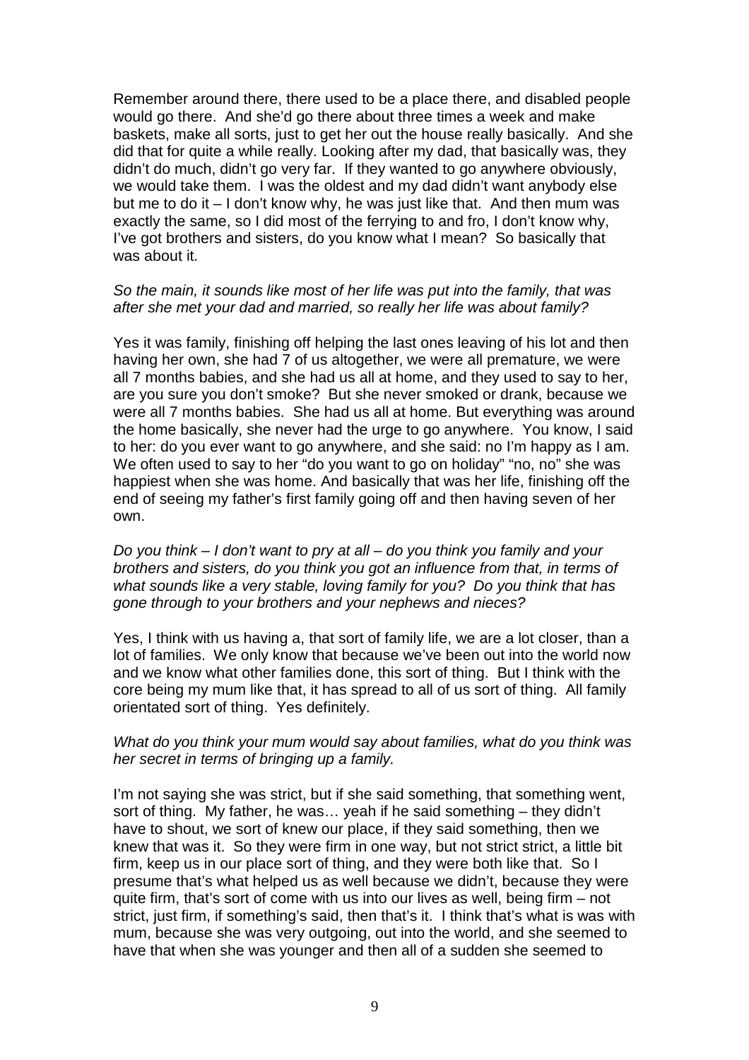Remember around there, there used to be a place there, and disabled people would go there. And she'd go there about three times a week and make baskets, make all sorts, just to get her out the house really basically. And she did that for quite a while really. Looking after my dad, that basically was, they didn't do much, didn't go very far. If they wanted to go anywhere obviously, we would take them. I was the oldest and my dad didn't want anybody else but me to do it – I don't know why, he was just like that. And then mum was exactly the same, so I did most of the ferrying to and fro, I don't know why, I've got brothers and sisters, do you know what I mean? So basically that was about it.

*So the main, it sounds like most of her life was put into the family, that was after she met your dad and married, so really her life was about family?*

Yes it was family, finishing off helping the last ones leaving of his lot and then having her own, she had 7 of us altogether, we were all premature, we were all 7 months babies, and she had us all at home, and they used to say to her, are you sure you don't smoke? But she never smoked or drank, because we were all 7 months babies. She had us all at home. But everything was around the home basically, she never had the urge to go anywhere. You know, I said to her: do you ever want to go anywhere, and she said: no I'm happy as I am. We often used to say to her "do you want to go on holiday" "no, no" she was happiest when she was home. And basically that was her life, finishing off the end of seeing my father's first family going off and then having seven of her own.

*Do you think – I don't want to pry at all – do you think you family and your brothers and sisters, do you think you got an influence from that, in terms of what sounds like a very stable, loving family for you? Do you think that has gone through to your brothers and your nephews and nieces?*

Yes, I think with us having a, that sort of family life, we are a lot closer, than a lot of families. We only know that because we've been out into the world now and we know what other families done, this sort of thing. But I think with the core being my mum like that, it has spread to all of us sort of thing. All family orientated sort of thing. Yes definitely.

*What do you think your mum would say about families, what do you think was her secret in terms of bringing up a family.*

I'm not saying she was strict, but if she said something, that something went, sort of thing. My father, he was… yeah if he said something – they didn't have to shout, we sort of knew our place, if they said something, then we knew that was it. So they were firm in one way, but not strict strict, a little bit firm, keep us in our place sort of thing, and they were both like that. So I presume that's what helped us as well because we didn't, because they were quite firm, that's sort of come with us into our lives as well, being firm – not strict, just firm, if something's said, then that's it. I think that's what is was with mum, because she was very outgoing, out into the world, and she seemed to have that when she was younger and then all of a sudden she seemed to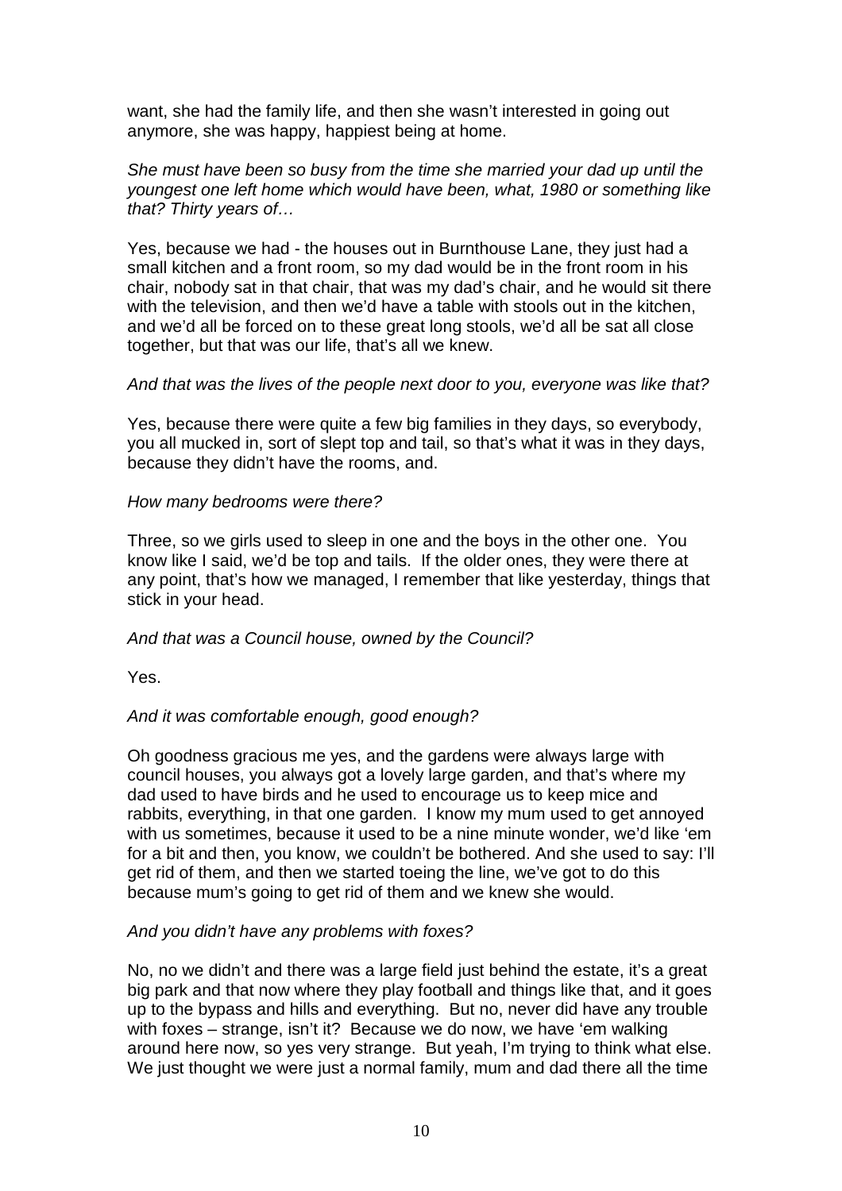want, she had the family life, and then she wasn't interested in going out anymore, she was happy, happiest being at home.

*She must have been so busy from the time she married your dad up until the youngest one left home which would have been, what, 1980 or something like that? Thirty years of…*

Yes, because we had - the houses out in Burnthouse Lane, they just had a small kitchen and a front room, so my dad would be in the front room in his chair, nobody sat in that chair, that was my dad's chair, and he would sit there with the television, and then we'd have a table with stools out in the kitchen, and we'd all be forced on to these great long stools, we'd all be sat all close together, but that was our life, that's all we knew.

*And that was the lives of the people next door to you, everyone was like that?*

Yes, because there were quite a few big families in they days, so everybody, you all mucked in, sort of slept top and tail, so that's what it was in they days, because they didn't have the rooms, and.

*How many bedrooms were there?*

Three, so we girls used to sleep in one and the boys in the other one. You know like I said, we'd be top and tails. If the older ones, they were there at any point, that's how we managed, I remember that like yesterday, things that stick in your head.

*And that was a Council house, owned by the Council?*

Yes.

*And it was comfortable enough, good enough?*

Oh goodness gracious me yes, and the gardens were always large with council houses, you always got a lovely large garden, and that's where my dad used to have birds and he used to encourage us to keep mice and rabbits, everything, in that one garden. I know my mum used to get annoyed with us sometimes, because it used to be a nine minute wonder, we'd like 'em for a bit and then, you know, we couldn't be bothered. And she used to say: I'll get rid of them, and then we started toeing the line, we've got to do this because mum's going to get rid of them and we knew she would.

*And you didn't have any problems with foxes?*

No, no we didn't and there was a large field just behind the estate, it's a great big park and that now where they play football and things like that, and it goes up to the bypass and hills and everything. But no, never did have any trouble with foxes – strange, isn't it? Because we do now, we have 'em walking around here now, so yes very strange. But yeah, I'm trying to think what else. We just thought we were just a normal family, mum and dad there all the time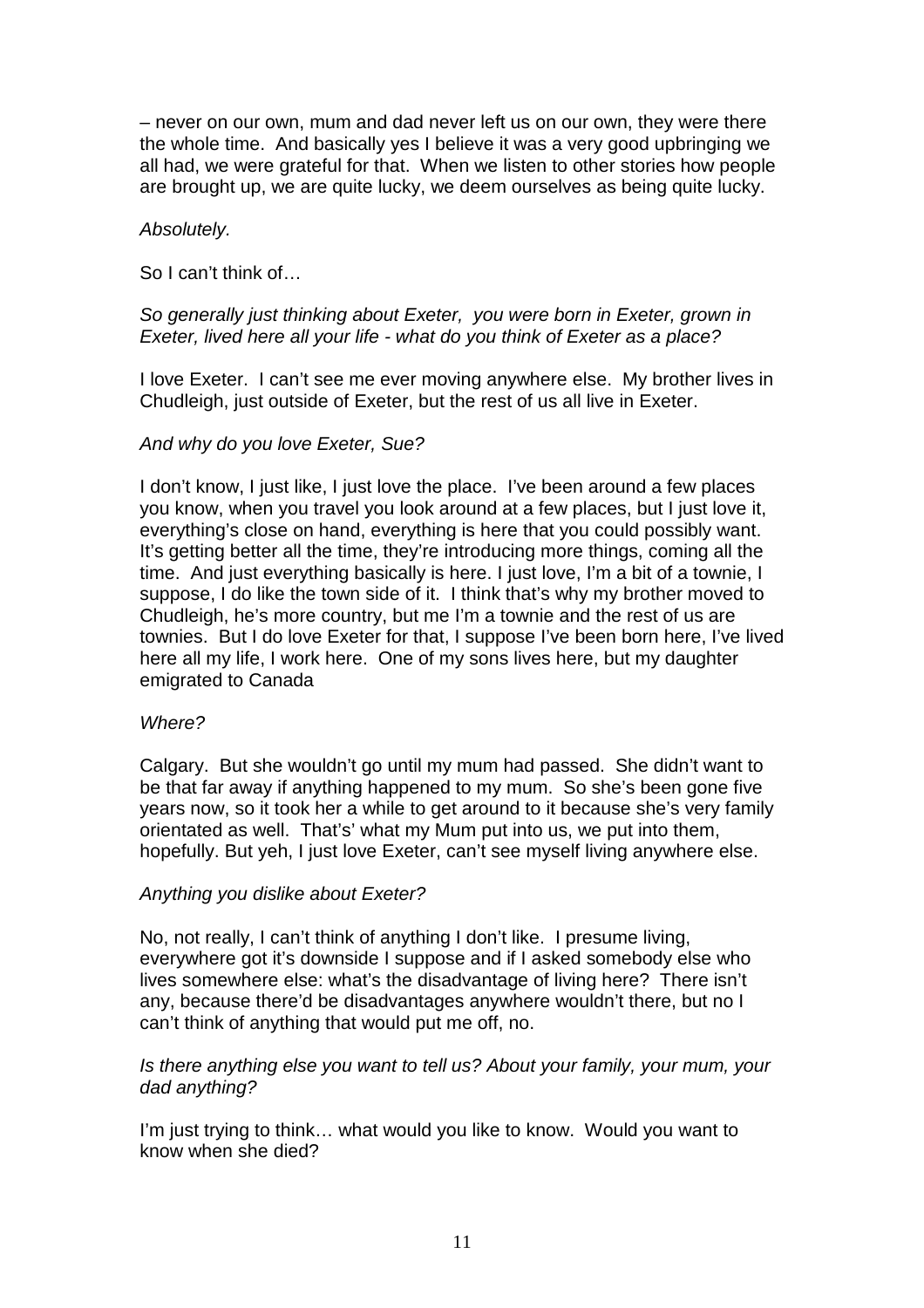– never on our own, mum and dad never left us on our own, they were there the whole time. And basically yes I believe it was a very good upbringing we all had, we were grateful for that. When we listen to other stories how people are brought up, we are quite lucky, we deem ourselves as being quite lucky.

*Absolutely.*

So I can't think of…

*So generally just thinking about Exeter, you were born in Exeter, grown in Exeter, lived here all your life - what do you think of Exeter as a place?*

I love Exeter. I can't see me ever moving anywhere else. My brother lives in Chudleigh, just outside of Exeter, but the rest of us all live in Exeter.

*And why do you love Exeter, Sue?*

I don't know, I just like, I just love the place. I've been around a few places you know, when you travel you look around at a few places, but I just love it, everything's close on hand, everything is here that you could possibly want. It's getting better all the time, they're introducing more things, coming all the time. And just everything basically is here. I just love, I'm a bit of a townie, I suppose, I do like the town side of it. I think that's why my brother moved to Chudleigh, he's more country, but me I'm a townie and the rest of us are townies. But I do love Exeter for that, I suppose I've been born here, I've lived here all my life, I work here. One of my sons lives here, but my daughter emigrated to Canada

*Where?*

Calgary. But she wouldn't go until my mum had passed. She didn't want to be that far away if anything happened to my mum. So she's been gone five years now, so it took her a while to get around to it because she's very family orientated as well. That's' what my Mum put into us, we put into them, hopefully. But yeh, I just love Exeter, can't see myself living anywhere else.

*Anything you dislike about Exeter?*

No, not really, I can't think of anything I don't like. I presume living, everywhere got it's downside I suppose and if I asked somebody else who lives somewhere else: what's the disadvantage of living here? There isn't any, because there'd be disadvantages anywhere wouldn't there, but no I can't think of anything that would put me off, no.

*Is there anything else you want to tell us? About your family, your mum, your dad anything?*

I'm just trying to think… what would you like to know. Would you want to know when she died?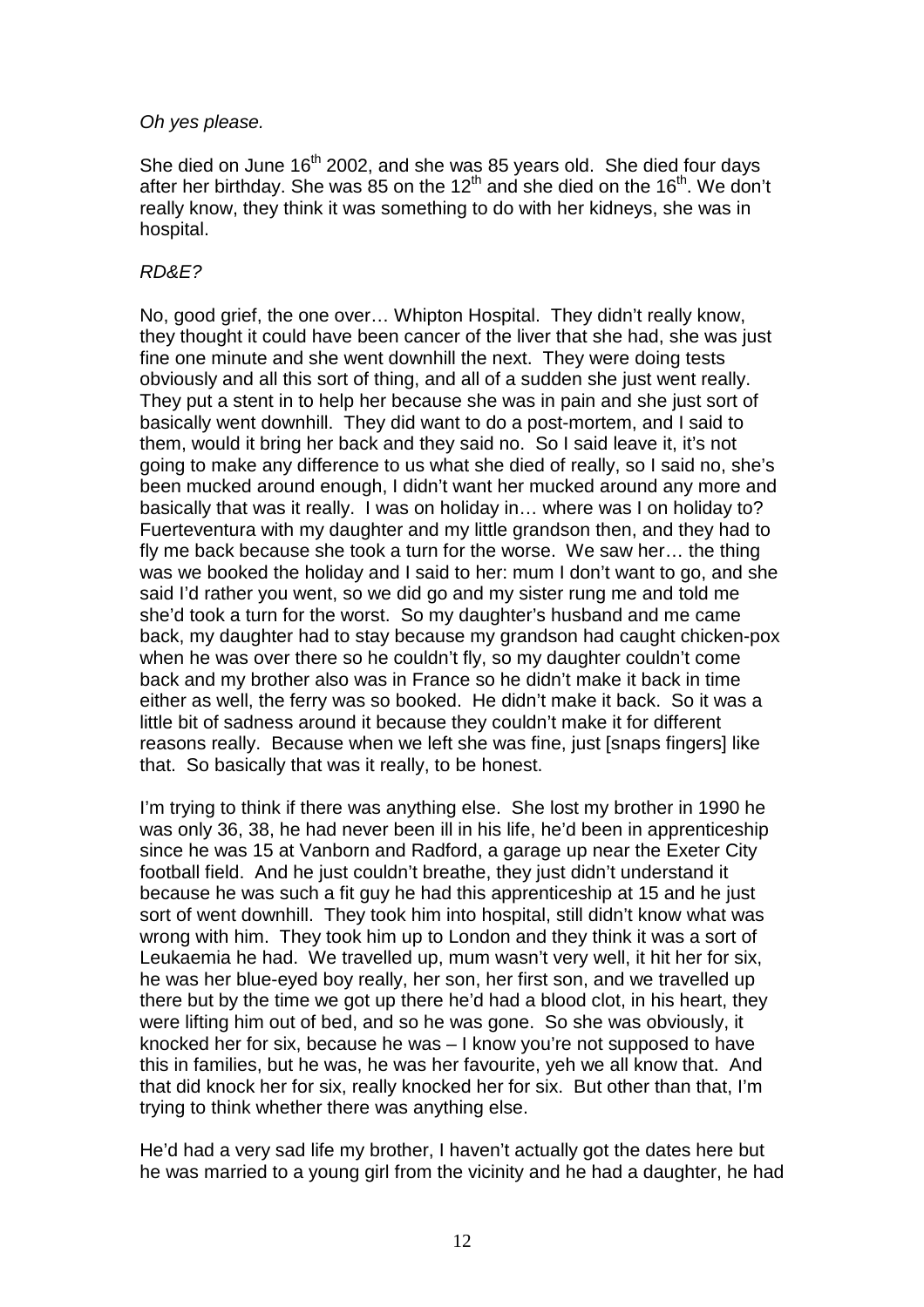*Oh yes please.*

She died on June 16th 2002, and she was 85 years old. She died four days after her birthday. She was 85 on the 12th and she died on the 16th. We don't really know, they think it was something to do with her kidneys, she was in hospital.

*RD&E?*

No, good grief, the one over… Whipton Hospital. They didn't really know, they thought it could have been cancer of the liver that she had, she was just fine one minute and she went downhill the next. They were doing tests obviously and all this sort of thing, and all of a sudden she just went really. They put a stent in to help her because she was in pain and she just sort of basically went downhill. They did want to do a post-mortem, and I said to them, would it bring her back and they said no. So I said leave it, it's not going to make any difference to us what she died of really, so I said no, she's been mucked around enough, I didn't want her mucked around any more and basically that was it really. I was on holiday in… where was I on holiday to? Fuerteventura with my daughter and my little grandson then, and they had to fly me back because she took a turn for the worse. We saw her… the thing was we booked the holiday and I said to her: mum I don't want to go, and she said I'd rather you went, so we did go and my sister rung me and told me she'd took a turn for the worst. So my daughter's husband and me came back, my daughter had to stay because my grandson had caught chicken-pox when he was over there so he couldn't fly, so my daughter couldn't come back and my brother also was in France so he didn't make it back in time either as well, the ferry was so booked. He didn't make it back. So it was a little bit of sadness around it because they couldn't make it for different reasons really. Because when we left she was fine, just [snaps fingers] like that. So basically that was it really, to be honest.

I'm trying to think if there was anything else. She lost my brother in 1990 he was only 36, 38, he had never been ill in his life, he'd been in apprenticeship since he was 15 at Vanborn and Radford, a garage up near the Exeter City football field. And he just couldn't breathe, they just didn't understand it because he was such a fit guy he had this apprenticeship at 15 and he just sort of went downhill. They took him into hospital, still didn't know what was wrong with him. They took him up to London and they think it was a sort of Leukaemia he had. We travelled up, mum wasn't very well, it hit her for six, he was her blue-eyed boy really, her son, her first son, and we travelled up there but by the time we got up there he'd had a blood clot, in his heart, they were lifting him out of bed, and so he was gone. So she was obviously, it knocked her for six, because he was – I know you're not supposed to have this in families, but he was, he was her favourite, yeh we all know that. And that did knock her for six, really knocked her for six. But other than that, I'm trying to think whether there was anything else.

He'd had a very sad life my brother, I haven't actually got the dates here but he was married to a young girl from the vicinity and he had a daughter, he had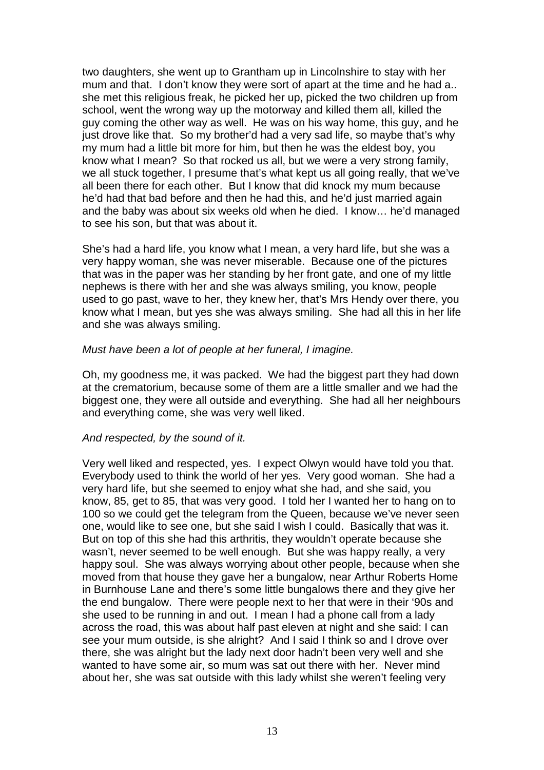two daughters, she went up to Grantham up in Lincolnshire to stay with her mum and that. I don't know they were sort of apart at the time and he had a.. she met this religious freak, he picked her up, picked the two children up from school, went the wrong way up the motorway and killed them all, killed the guy coming the other way as well. He was on his way home, this guy, and he just drove like that. So my brother'd had a very sad life, so maybe that's why my mum had a little bit more for him, but then he was the eldest boy, you know what I mean? So that rocked us all, but we were a very strong family, we all stuck together, I presume that's what kept us all going really, that we've all been there for each other. But I know that did knock my mum because he'd had that bad before and then he had this, and he'd just married again and the baby was about six weeks old when he died. I know… he'd managed to see his son, but that was about it.

She's had a hard life, you know what I mean, a very hard life, but she was a very happy woman, she was never miserable. Because one of the pictures that was in the paper was her standing by her front gate, and one of my little nephews is there with her and she was always smiling, you know, people used to go past, wave to her, they knew her, that's Mrs Hendy over there, you know what I mean, but yes she was always smiling. She had all this in her life and she was always smiling.

*Must have been a lot of people at her funeral, I imagine.*

Oh, my goodness me, it was packed. We had the biggest part they had down at the crematorium, because some of them are a little smaller and we had the biggest one, they were all outside and everything. She had all her neighbours and everything come, she was very well liked.

*And respected, by the sound of it.*

Very well liked and respected, yes. I expect Olwyn would have told you that. Everybody used to think the world of her yes. Very good woman. She had a very hard life, but she seemed to enjoy what she had, and she said, you know, 85, get to 85, that was very good. I told her I wanted her to hang on to 100 so we could get the telegram from the Queen, because we've never seen one, would like to see one, but she said I wish I could. Basically that was it. But on top of this she had this arthritis, they wouldn't operate because she wasn't, never seemed to be well enough. But she was happy really, a very happy soul. She was always worrying about other people, because when she moved from that house they gave her a bungalow, near Arthur Roberts Home in Burnhouse Lane and there's some little bungalows there and they give her the end bungalow. There were people next to her that were in their '90s and she used to be running in and out. I mean I had a phone call from a lady across the road, this was about half past eleven at night and she said: I can see your mum outside, is she alright? And I said I think so and I drove over there, she was alright but the lady next door hadn't been very well and she wanted to have some air, so mum was sat out there with her. Never mind about her, she was sat outside with this lady whilst she weren't feeling very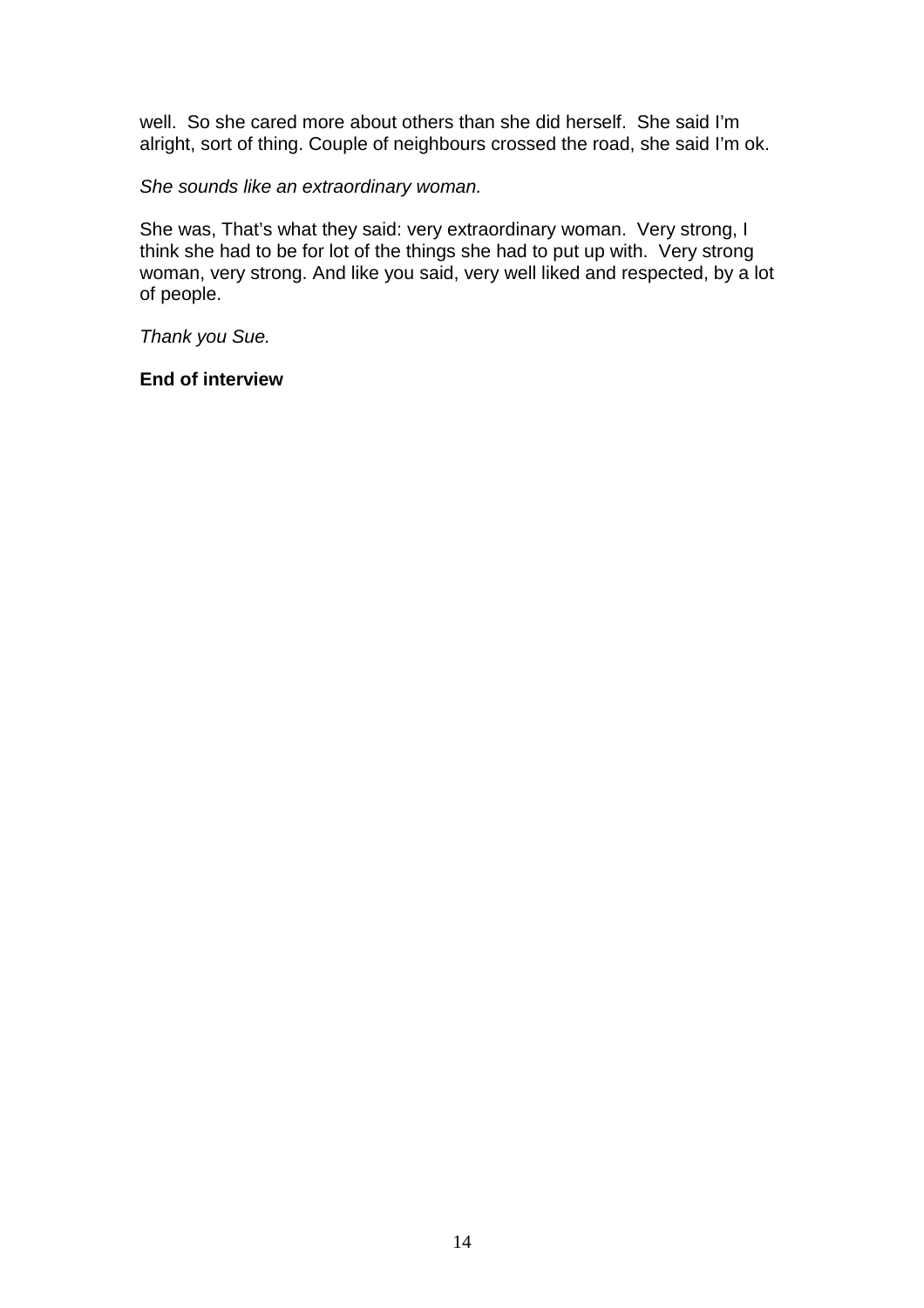well.  So she cared more about others than she did herself.  She said I'm alright, sort of thing. Couple of neighbours crossed the road, she said I'm ok.

*She sounds like an extraordinary woman.*

She was, That's what they said: very extraordinary woman.  Very strong, I think she had to be for lot of the things she had to put up with.  Very strong woman, very strong. And like you said, very well liked and respected, by a lot of people.

*Thank you Sue.*

**End of interview**